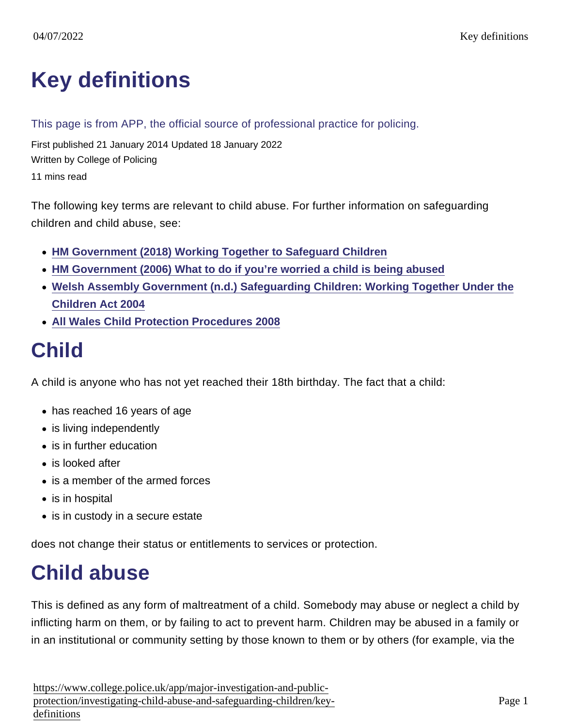# Key definitions

This page is from APP, the official source of professional practice for policing.

First published 21 January 2014 Updated 18 January 2022

Written by College of Policing

11 mins read

The following key terms are relevant to child abuse. For further information on safeguarding children and child abuse, see:

- **HM Government (2018) Working Together to Safeguard Children**
- **HM Government (2006) What to do if you're worried a child is being abused**
- **Welsh Assembly Government (n.d.) Safeguarding Children: Working Together Under the Children Act 2004**
- **All Wales Child Protection Procedures 2008**

## Child

A child is anyone who has not yet reached their 18th birthday. The fact that a child:

- has reached 16 years of age
- is living independently
- is in further education
- is looked after
- is a member of the armed forces
- is in hospital
- is in custody in a secure estate

does not change their status or entitlements to services or protection.

## Child abuse

This is defined as any form of maltreatment of a child. Somebody may abuse or neglect a child by inflicting harm on them, or by failing to act to prevent harm. Children may be abused in a family or in an institutional or community setting by those known to them or by others (for example, via the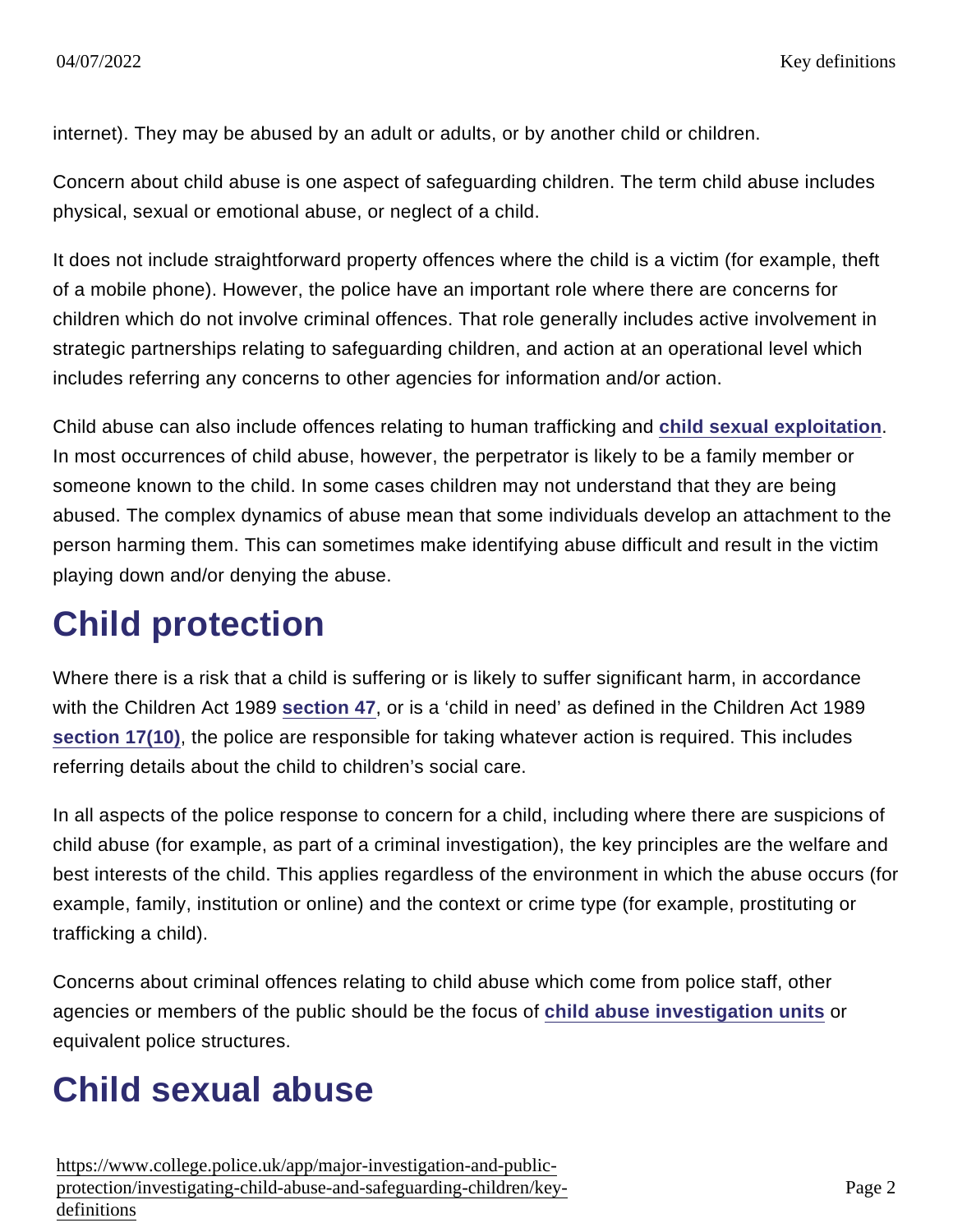internet). They may be abused by an adult or adults, or by another child or children.

Concern about child abuse is one aspect of safeguarding children. The term child abuse includes physical, sexual or emotional abuse, or neglect of a child.

It does not include straightforward property offences where the child is a victim (for example, theft of a mobile phone). However, the police have an important role where there are concerns for children which do not involve criminal offences. That role generally includes active involvement in strategic partnerships relating to safeguarding children, and action at an operational level which includes referring any concerns to other agencies for information and/or action.

Child abuse can also include offences relating to human trafficking and **child sexual exploitation**. In most occurrences of child abuse, however, the perpetrator is likely to be a family member or someone known to the child. In some cases children may not understand that they are being abused. The complex dynamics of abuse mean that some individuals develop an attachment to the person harming them. This can sometimes make identifying abuse difficult and result in the victim playing down and/or denying the abuse.

## Child protection

Where there is a risk that a child is suffering or is likely to suffer significant harm, in accordance with the Children Act 1989 **section 47**, or is a 'child in need' as defined in the Children Act 1989 **section 17(10)**, the police are responsible for taking whatever action is required. This includes referring details about the child to children's social care.

In all aspects of the police response to concern for a child, including where there are suspicions of child abuse (for example, as part of a criminal investigation), the key principles are the welfare and best interests of the child. This applies regardless of the environment in which the abuse occurs (for example, family, institution or online) and the context or crime type (for example, prostituting or trafficking a child).

Concerns about criminal offences relating to child abuse which come from police staff, other agencies or members of the public should be the focus of **child abuse investigation units** or equivalent police structures.

## Child sexual abuse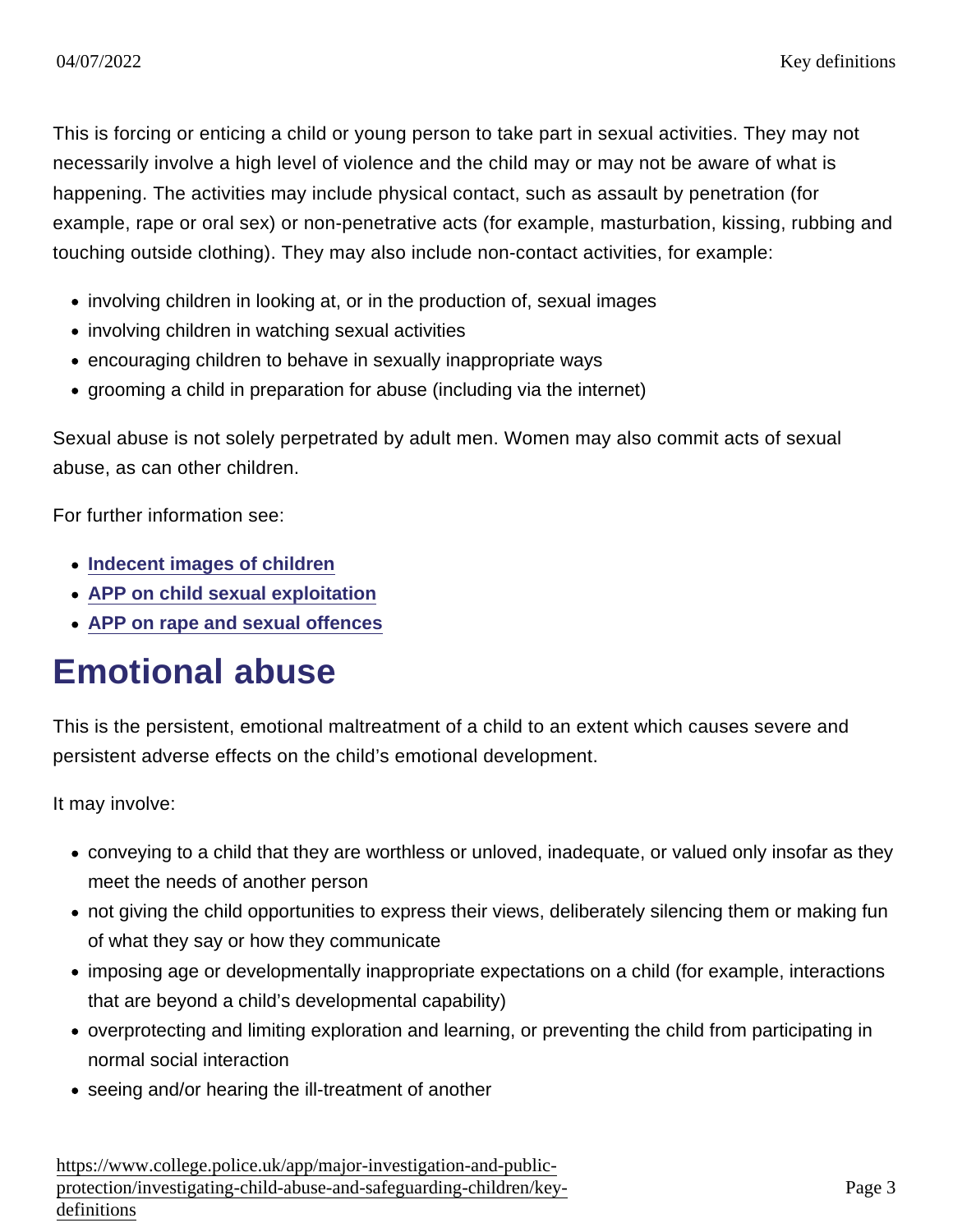This is forcing or enticing a child or young person to take part in sexual activities. They may not necessarily involve a high level of violence and the child may or may not be aware of what is happening. The activities may include physical contact, such as assault by penetration (for example, rape or oral sex) or non-penetrative acts (for example, masturbation, kissing, rubbing and touching outside clothing). They may also include non-contact activities, for example:

- involving children in looking at, or in the production of, sexual images
- involving children in watching sexual activities
- encouraging children to behave in sexually inappropriate ways
- grooming a child in preparation for abuse (including via the internet)

Sexual abuse is not solely perpetrated by adult men. Women may also commit acts of sexual abuse, as can other children.

For further information see:

- **Indecent images of children**
- **APP on child sexual exploitation**
- **APP on rape and sexual offences**

# Emotional abuse

This is the persistent, emotional maltreatment of a child to an extent which causes severe and persistent adverse effects on the child's emotional development.

It may involve:

- conveying to a child that they are worthless or unloved, inadequate, or valued only insofar as they meet the needs of another person
- not giving the child opportunities to express their views, deliberately silencing them or making fun of what they say or how they communicate
- imposing age or developmentally inappropriate expectations on a child (for example, interactions that are beyond a child's developmental capability)
- overprotecting and limiting exploration and learning, or preventing the child from participating in normal social interaction
- seeing and/or hearing the ill-treatment of another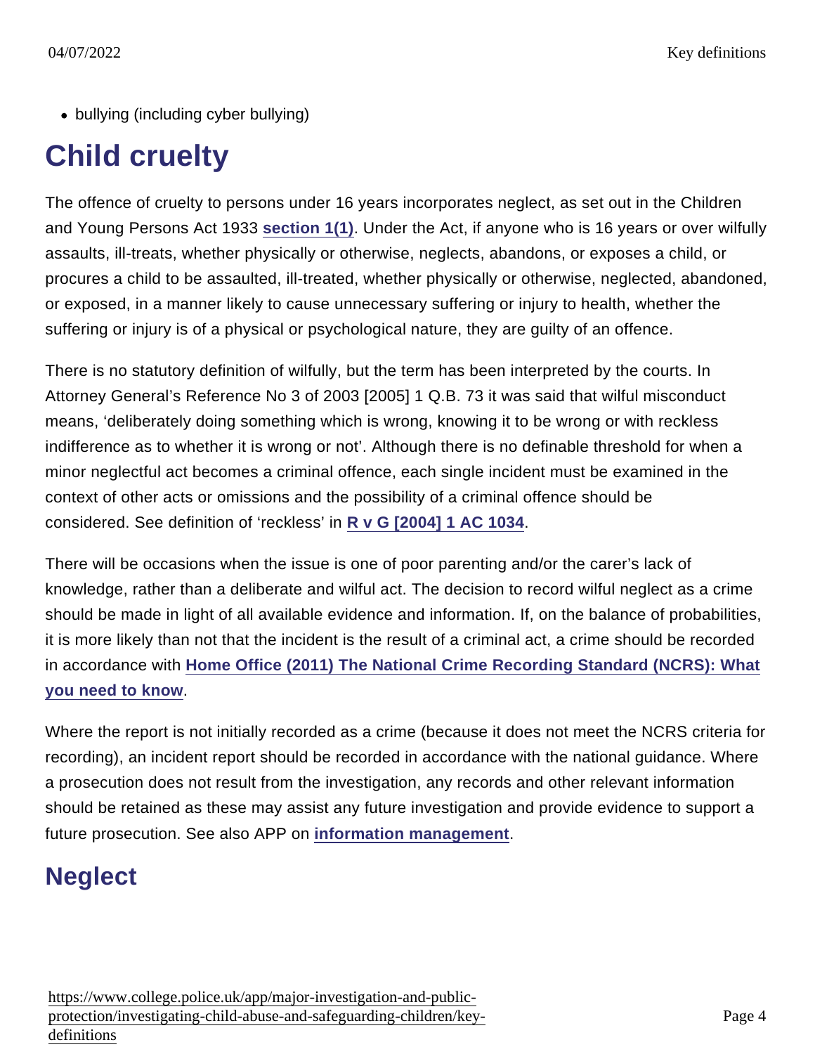- bullying (including cyber bullying)

## Child cruelty

The offence of cruelty to persons under 16 years incorporates neglect, as set out in the Children and Young Persons Act 1933 [section 1(1)](). Under the Act, if anyone who is 16 years or over wilfully assaults, ill-treats, whether physically or otherwise, neglects, abandons, or exposes a child, or procures a child to be assaulted, ill-treated, whether physically or otherwise, neglected, abandoned, or exposed, in a manner likely to cause unnecessary suffering or injury to health, whether the suffering or injury is of a physical or psychological nature, they are guilty of an offence.

There is no statutory definition of wilfully, but the term has been interpreted by the courts. In Attorney General's Reference No 3 of 2003 [2005] 1 Q.B. 73 it was said that wilful misconduct means, 'deliberately doing something which is wrong, knowing it to be wrong or with reckless indifference as to whether it is wrong or not'. Although there is no definable threshold for when a minor neglectful act becomes a criminal offence, each single incident must be examined in the context of other acts or omissions and the possibility of a criminal offence should be considered. See definition of 'reckless' in R v G [2004] 1 AC 1034.

There will be occasions when the issue is one of poor parenting and/or the carer's lack of knowledge, rather than a deliberate and wilful act. The decision to record wilful neglect as a crime should be made in light of all available evidence and information. If, on the balance of probabilities, it is more likely than not that the incident is the result of a criminal act, a crime should be recorded in accordance with **Home Office (2011) The National Crime Recording Standard (NCRS): What you need to know**.

Where the report is not initially recorded as a crime (because it does not meet the NCRS criteria for recording), an incident report should be recorded in accordance with the national guidance. Where a prosecution does not result from the investigation, any records and other relevant information should be retained as these may assist any future investigation and provide evidence to support a future prosecution. See also APP on **information management**.

## Neglect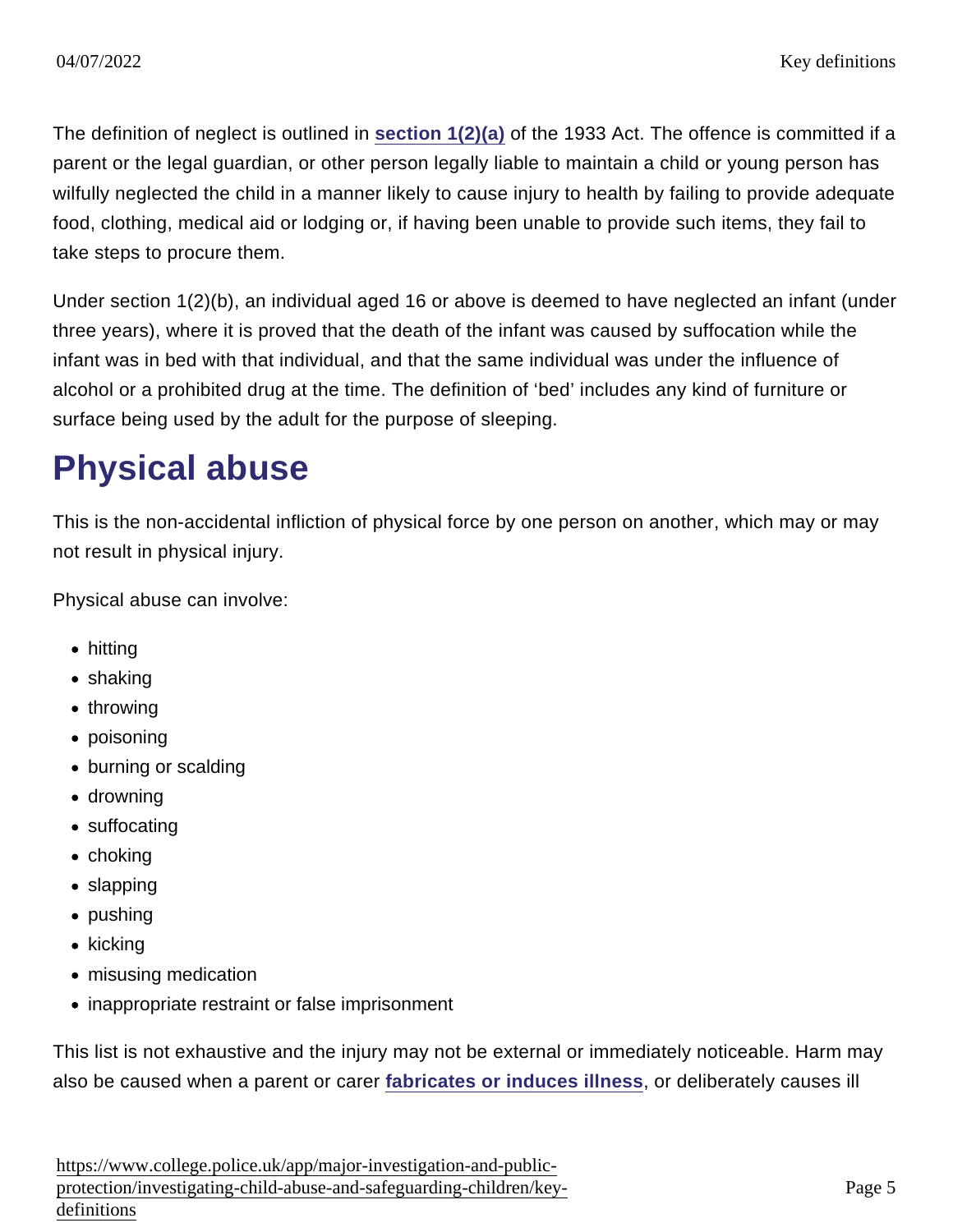The definition of neglect is outlined in section 1(2)(a) of the 1933 Act. The offence is committed if a parent or the legal guardian, or other person legally liable to maintain a child or young person has wilfully neglected the child in a manner likely to cause injury to health by failing to provide adequate food, clothing, medical aid or lodging or, if having been unable to provide such items, they fail to take steps to procure them.

Under section 1(2)(b), an individual aged 16 or above is deemed to have neglected an infant (under three years), where it is proved that the death of the infant was caused by suffocation while the infant was in bed with that individual, and that the same individual was under the influence of alcohol or a prohibited drug at the time. The definition of 'bed' includes any kind of furniture or surface being used by the adult for the purpose of sleeping.

## Physical abuse

This is the non-accidental infliction of physical force by one person on another, which may or may not result in physical injury.

Physical abuse can involve:

- hitting
- shaking
- throwing
- poisoning
- burning or scalding
- drowning
- suffocating
- choking
- slapping
- pushing
- kicking
- misusing medication
- inappropriate restraint or false imprisonment

This list is not exhaustive and the injury may not be external or immediately noticeable. Harm may also be caused when a parent or carer fabricates or induces illness, or deliberately causes ill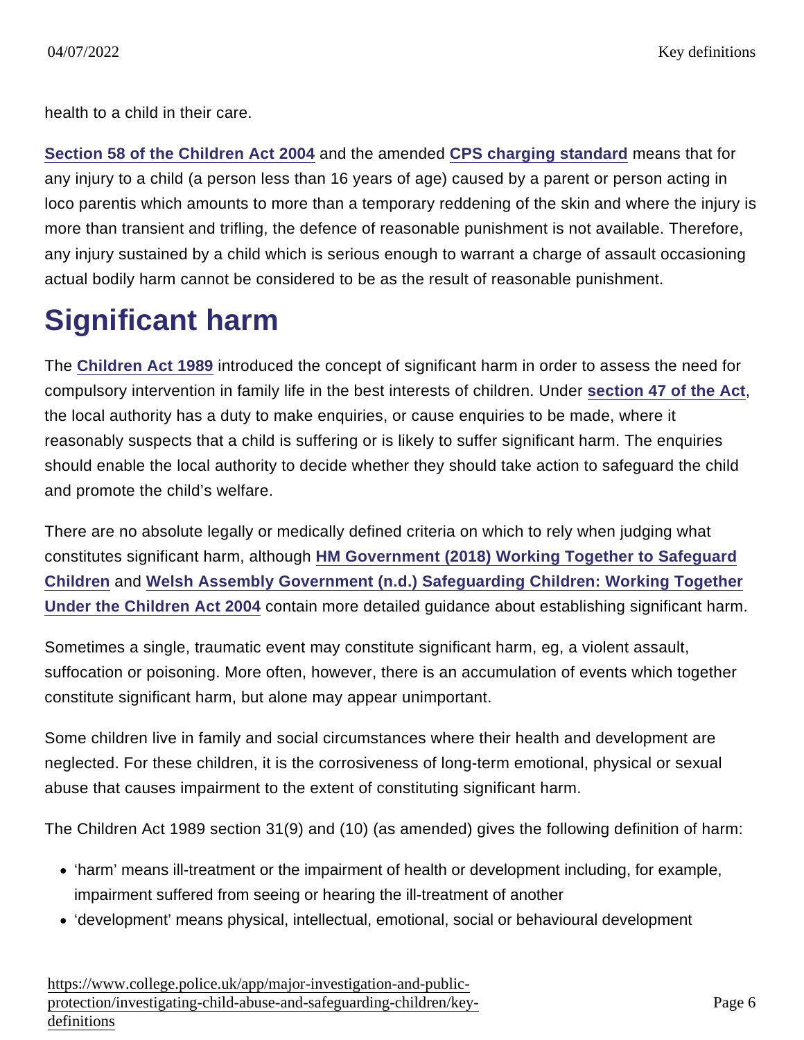health to a child in their care.

Section 58 of the Children Act 2004 and the amended CPS charging standard means that for any injury to a child (a person less than 16 years of age) caused by a parent or person acting in loco parentis which amounts to more than a temporary reddening of the skin and where the injury is more than transient and trifling, the defence of reasonable punishment is not available. Therefore, any injury sustained by a child which is serious enough to warrant a charge of assault occasioning actual bodily harm cannot be considered to be as the result of reasonable punishment.

# Significant harm

The Children Act 1989 introduced the concept of significant harm in order to assess the need for compulsory intervention in family life in the best interests of children. Under section 47 of the Act, the local authority has a duty to make enquiries, or cause enquiries to be made, where it reasonably suspects that a child is suffering or is likely to suffer significant harm. The enquiries should enable the local authority to decide whether they should take action to safeguard the child and promote the child's welfare.

There are no absolute legally or medically defined criteria on which to rely when judging what constitutes significant harm, although HM Government (2018) Working Together to Safeguard Children and Welsh Assembly Government (n.d.) Safeguarding Children: Working Together Under the Children Act 2004 contain more detailed guidance about establishing significant harm.

Sometimes a single, traumatic event may constitute significant harm, eg, a violent assault, suffocation or poisoning. More often, however, there is an accumulation of events which together constitute significant harm, but alone may appear unimportant.

Some children live in family and social circumstances where their health and development are neglected. For these children, it is the corrosiveness of long-term emotional, physical or sexual abuse that causes impairment to the extent of constituting significant harm.

The Children Act 1989 section 31(9) and (10) (as amended) gives the following definition of harm:

- 'harm' means ill-treatment or the impairment of health or development including, for example, impairment suffered from seeing or hearing the ill-treatment of another
- 'development' means physical, intellectual, emotional, social or behavioural development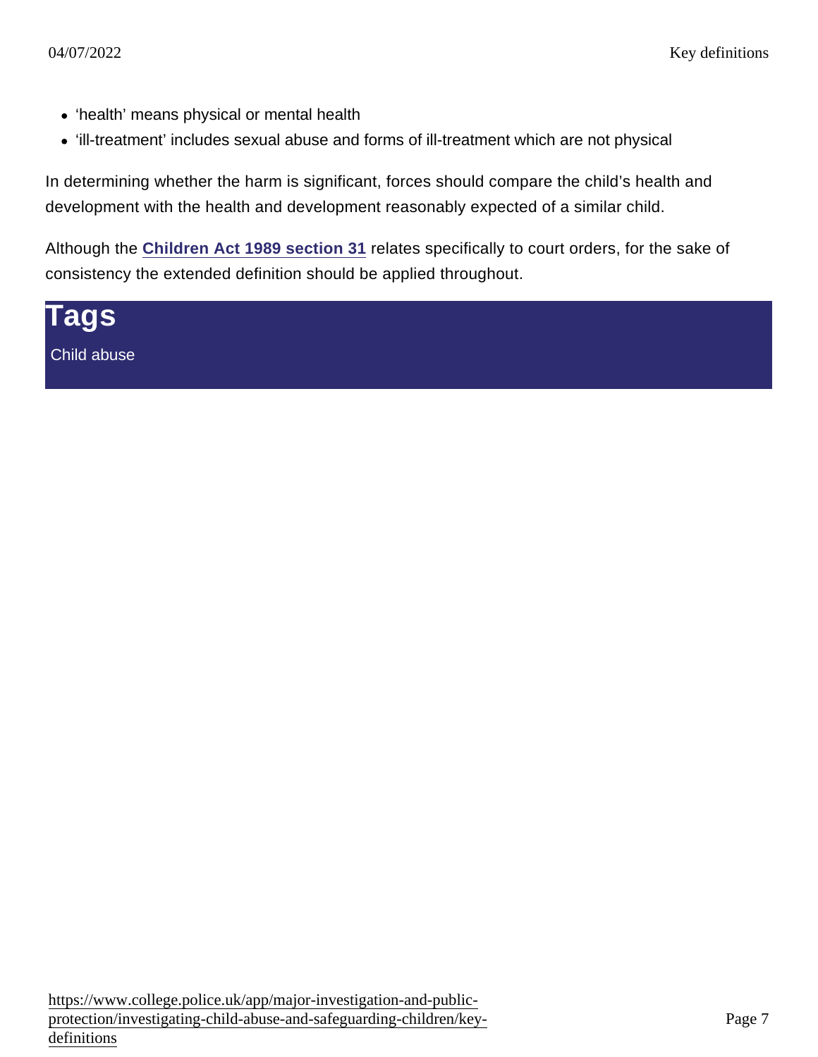- ‘health’ means physical or mental health
- ‘ill-treatment’ includes sexual abuse and forms of ill-treatment which are not physical

In determining whether the harm is significant, forces should compare the child’s health and development with the health and development reasonably expected of a similar child.

Although the **Children Act 1989 section 31** relates specifically to court orders, for the sake of consistency the extended definition should be applied throughout.

## Tags

Child abuse